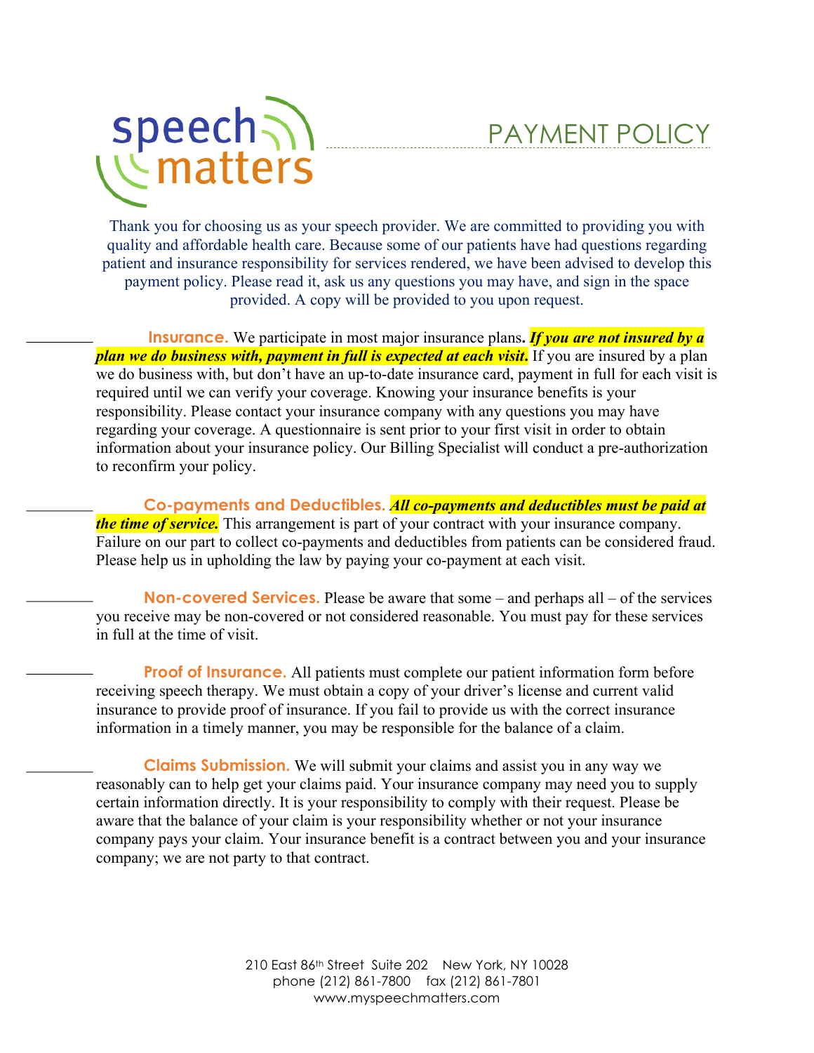speech matters

# PAYMENT POLICY

Thank you for choosing us as your speech provider. We are committed to providing you with quality and affordable health care. Because some of our patients have had questions regarding patient and insurance responsibility for services rendered, we have been advised to develop this payment policy. Please read it, ask us any questions you may have, and sign in the space provided. A copy will be provided to you upon request.

_________ **Insurance.** We participate in most major insurance plans**.** ***If you are not insured by a plan we do business with, payment in full is expected at each visit*****.** If you are insured by a plan we do business with, but don't have an up-to-date insurance card, payment in full for each visit is required until we can verify your coverage. Knowing your insurance benefits is your responsibility. Please contact your insurance company with any questions you may have regarding your coverage. A questionnaire is sent prior to your first visit in order to obtain information about your insurance policy. Our Billing Specialist will conduct a pre-authorization to reconfirm your policy.

_________ **Co-payments and Deductibles.** ***All co-payments and deductibles must be paid at the time of service.*** This arrangement is part of your contract with your insurance company. Failure on our part to collect co-payments and deductibles from patients can be considered fraud. Please help us in upholding the law by paying your co-payment at each visit.

_________ **Non-covered Services.** Please be aware that some – and perhaps all – of the services you receive may be non-covered or not considered reasonable. You must pay for these services in full at the time of visit.

_________ **Proof of Insurance.** All patients must complete our patient information form before receiving speech therapy. We must obtain a copy of your driver's license and current valid insurance to provide proof of insurance. If you fail to provide us with the correct insurance information in a timely manner, you may be responsible for the balance of a claim.

_________ **Claims Submission.** We will submit your claims and assist you in any way we reasonably can to help get your claims paid. Your insurance company may need you to supply certain information directly. It is your responsibility to comply with their request. Please be aware that the balance of your claim is your responsibility whether or not your insurance company pays your claim. Your insurance benefit is a contract between you and your insurance company; we are not party to that contract.

210 East 86th Street Suite 202 New York, NY 10028
phone (212) 861-7800 fax (212) 861-7801
www.myspeechmatters.com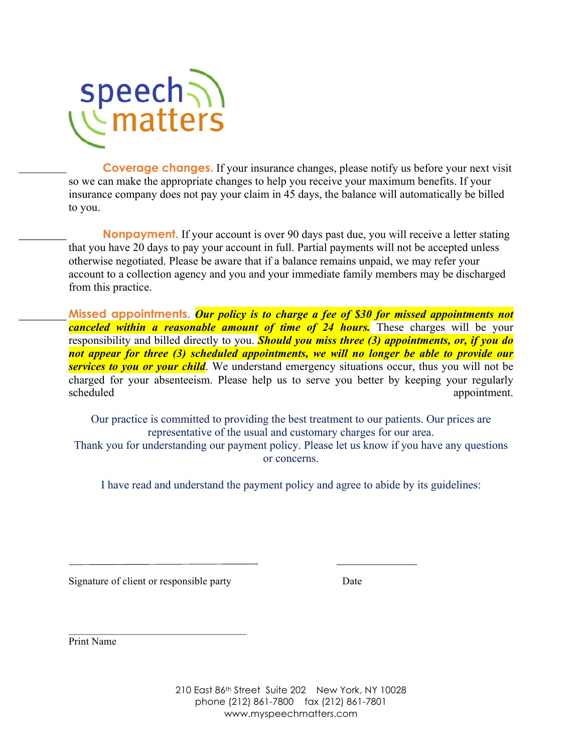speech matters

________ **Coverage changes.** If your insurance changes, please notify us before your next visit so we can make the appropriate changes to help you receive your maximum benefits. If your insurance company does not pay your claim in 45 days, the balance will automatically be billed to you.

________ **Nonpayment.** If your account is over 90 days past due, you will receive a letter stating that you have 20 days to pay your account in full. Partial payments will not be accepted unless otherwise negotiated. Please be aware that if a balance remains unpaid, we may refer your account to a collection agency and you and your immediate family members may be discharged from this practice.

________ **Missed appointments.** ***Our policy is to charge a fee of $30 for missed appointments not canceled within a reasonable amount of time of 24 hours.*** These charges will be your responsibility and billed directly to you. ***Should you miss three (3) appointments, or, if you do not appear for three (3) scheduled appointments, we will no longer be able to provide our services to you or your child***. We understand emergency situations occur, thus you will not be charged for your absenteeism. Please help us to serve you better by keeping your regularly scheduled appointment.

Our practice is committed to providing the best treatment to our patients. Our prices are representative of the usual and customary charges for our area.
Thank you for understanding our payment policy. Please let us know if you have any questions or concerns.

I have read and understand the payment policy and agree to abide by its guidelines:

______________________________ ______________

Signature of client or responsible party Date

______________________________

Print Name

210 East 86th Street Suite 202 New York, NY 10028
phone (212) 861-7800 fax (212) 861-7801
www.myspeechmatters.com